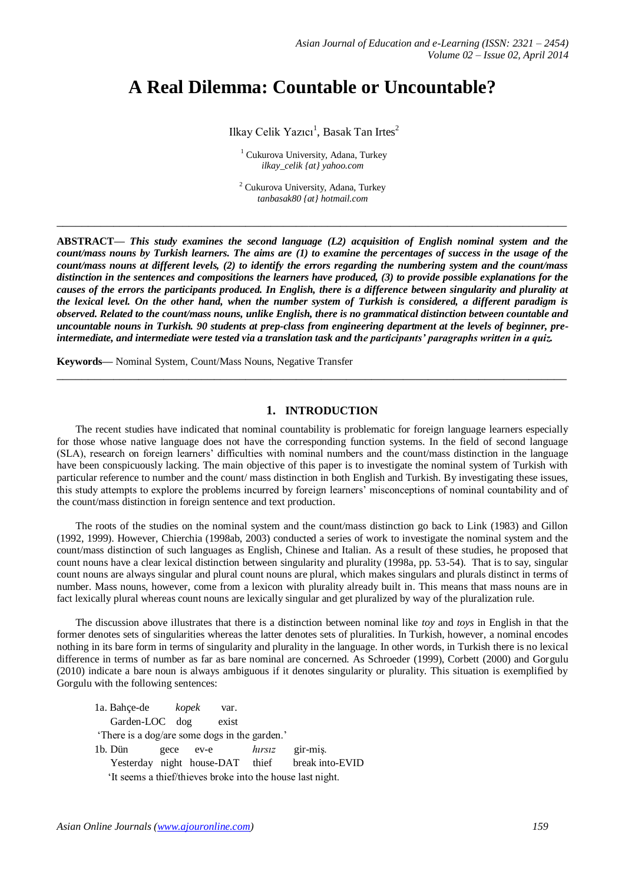# A Real Dilemma: Countable or Uncountable?

Ilkay Celik Yazıcı[1], Basak Tan Irtes[2]

[1] Cukurova University, Adana, Turkey
*ilkay_celik {at} yahoo.com*

[2] Cukurova University, Adana, Turkey
*tanbasak80 {at} hotmail.com*

---

**ABSTRACT—** ***This study examines the second language (L2) acquisition of English nominal system and the count/mass nouns by Turkish learners. The aims are (1) to examine the percentages of success in the usage of the count/mass nouns at different levels, (2) to identify the errors regarding the numbering system and the count/mass distinction in the sentences and compositions the learners have produced, (3) to provide possible explanations for the causes of the errors the participants produced. In English, there is a difference between singularity and plurality at the lexical level. On the other hand, when the number system of Turkish is considered, a different paradigm is observed. Related to the count/mass nouns, unlike English, there is no grammatical distinction between countable and uncountable nouns in Turkish. 90 students at prep-class from engineering department at the levels of beginner, pre-intermediate, and intermediate were tested via a translation task and the participants' paragraphs written in a quiz.***

**Keywords—** Nominal System, Count/Mass Nouns, Negative Transfer

---

## 1. INTRODUCTION

The recent studies have indicated that nominal countability is problematic for foreign language learners especially for those whose native language does not have the corresponding function systems. In the field of second language (SLA), research on foreign learners' difficulties with nominal numbers and the count/mass distinction in the language have been conspicuously lacking. The main objective of this paper is to investigate the nominal system of Turkish with particular reference to number and the count/ mass distinction in both English and Turkish. By investigating these issues, this study attempts to explore the problems incurred by foreign learners' misconceptions of nominal countability and of the count/mass distinction in foreign sentence and text production.

The roots of the studies on the nominal system and the count/mass distinction go back to Link (1983) and Gillon (1992, 1999). However, Chierchia (1998ab, 2003) conducted a series of work to investigate the nominal system and the count/mass distinction of such languages as English, Chinese and Italian. As a result of these studies, he proposed that count nouns have a clear lexical distinction between singularity and plurality (1998a, pp. 53-54). That is to say, singular count nouns are always singular and plural count nouns are plural, which makes singulars and plurals distinct in terms of number. Mass nouns, however, come from a lexicon with plurality already built in. This means that mass nouns are in fact lexically plural whereas count nouns are lexically singular and get pluralized by way of the pluralization rule.

The discussion above illustrates that there is a distinction between nominal like *toy* and *toys* in English in that the former denotes sets of singularities whereas the latter denotes sets of pluralities. In Turkish, however, a nominal encodes nothing in its bare form in terms of singularity and plurality in the language. In other words, in Turkish there is no lexical difference in terms of number as far as bare nominal are concerned. As Schroeder (1999), Corbett (2000) and Gorgulu (2010) indicate a bare noun is always ambiguous if it denotes singularity or plurality. This situation is exemplified by Gorgulu with the following sentences:

1a. Bahçe-de *kopek* var.
Garden-LOC dog exist
'There is a dog/are some dogs in the garden.'

1b. Dün gece ev-e *hırsız* gir-miş.
Yesterday night house-DAT thief break into-EVID
'It seems a thief/thieves broke into the house last night.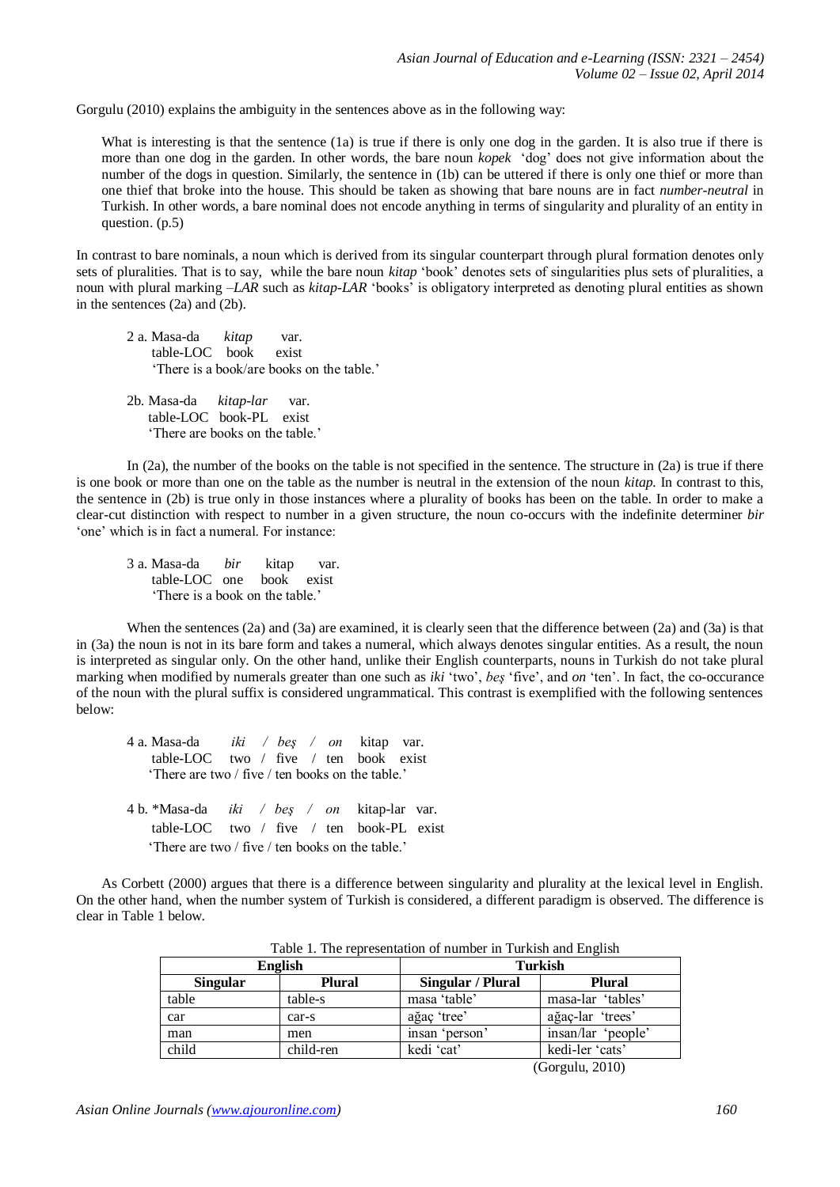Gorgulu (2010) explains the ambiguity in the sentences above as in the following way:

> What is interesting is that the sentence (1a) is true if there is only one dog in the garden. It is also true if there is more than one dog in the garden. In other words, the bare noun *kopek* 'dog' does not give information about the number of the dogs in question. Similarly, the sentence in (1b) can be uttered if there is only one thief or more than one thief that broke into the house. This should be taken as showing that bare nouns are in fact *number-neutral* in Turkish. In other words, a bare nominal does not encode anything in terms of singularity and plurality of an entity in question. (p.5)

In contrast to bare nominals, a noun which is derived from its singular counterpart through plural formation denotes only sets of pluralities. That is to say, while the bare noun *kitap* 'book' denotes sets of singularities plus sets of pluralities, a noun with plural marking –*LAR* such as *kitap-LAR* 'books' is obligatory interpreted as denoting plural entities as shown in the sentences (2a) and (2b).

2 a. Masa-da *kitap* var.
table-LOC book exist
'There is a book/are books on the table.'

2b. Masa-da *kitap-lar* var.
table-LOC book-PL exist
'There are books on the table.'

In (2a), the number of the books on the table is not specified in the sentence. The structure in (2a) is true if there is one book or more than one on the table as the number is neutral in the extension of the noun *kitap.* In contrast to this, the sentence in (2b) is true only in those instances where a plurality of books has been on the table. In order to make a clear-cut distinction with respect to number in a given structure, the noun co-occurs with the indefinite determiner *bir* 'one' which is in fact a numeral. For instance:

3 a. Masa-da *bir* kitap var.
table-LOC one book exist
'There is a book on the table.'

When the sentences (2a) and (3a) are examined, it is clearly seen that the difference between (2a) and (3a) is that in (3a) the noun is not in its bare form and takes a numeral, which always denotes singular entities. As a result, the noun is interpreted as singular only. On the other hand, unlike their English counterparts, nouns in Turkish do not take plural marking when modified by numerals greater than one such as *iki* 'two', *beş* 'five', and *on* 'ten'. In fact, the co-occurance of the noun with the plural suffix is considered ungrammatical. This contrast is exemplified with the following sentences below:

4 a. Masa-da *iki / beş / on* kitap var.
table-LOC two / five / ten book exist
'There are two / five / ten books on the table.'

4 b. *Masa-da *iki / beş / on* kitap-lar var.
table-LOC two / five / ten book-PL exist
'There are two / five / ten books on the table.'

As Corbett (2000) argues that there is a difference between singularity and plurality at the lexical level in English. On the other hand, when the number system of Turkish is considered, a different paradigm is observed. The difference is clear in Table 1 below.

Table 1. The representation of number in Turkish and English

| English | | Turkish | |
|---|---|---|---|
| **Singular** | **Plural** | **Singular / Plural** | **Plural** |
| table | table-s | masa 'table' | masa-lar 'tables' |
| car | car-s | ağaç 'tree' | ağaç-lar 'trees' |
| man | men | insan 'person' | insan/lar 'people' |
| child | child-ren | kedi 'cat' | kedi-ler 'cats' |

(Gorgulu, 2010)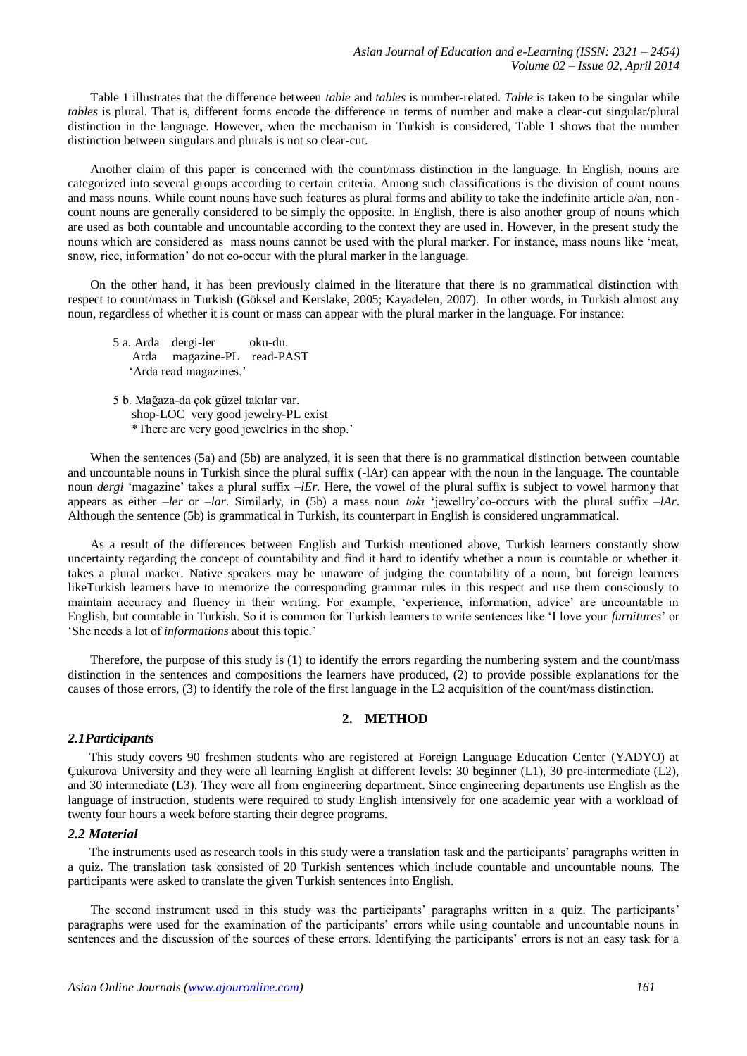Table 1 illustrates that the difference between *table* and *tables* is number-related. *Table* is taken to be singular while *tables* is plural. That is, different forms encode the difference in terms of number and make a clear-cut singular/plural distinction in the language. However, when the mechanism in Turkish is considered, Table 1 shows that the number distinction between singulars and plurals is not so clear-cut.

Another claim of this paper is concerned with the count/mass distinction in the language. In English, nouns are categorized into several groups according to certain criteria. Among such classifications is the division of count nouns and mass nouns. While count nouns have such features as plural forms and ability to take the indefinite article a/an, non-count nouns are generally considered to be simply the opposite. In English, there is also another group of nouns which are used as both countable and uncountable according to the context they are used in. However, in the present study the nouns which are considered as mass nouns cannot be used with the plural marker. For instance, mass nouns like 'meat, snow, rice, information' do not co-occur with the plural marker in the language.

On the other hand, it has been previously claimed in the literature that there is no grammatical distinction with respect to count/mass in Turkish (Göksel and Kerslake, 2005; Kayadelen, 2007). In other words, in Turkish almost any noun, regardless of whether it is count or mass can appear with the plural marker in the language. For instance:

5 a. Arda dergi-ler oku-du.
Arda magazine-PL read-PAST
'Arda read magazines.'

5 b. Mağaza-da çok güzel takılar var.
shop-LOC very good jewelry-PL exist
*There are very good jewelries in the shop.'

When the sentences (5a) and (5b) are analyzed, it is seen that there is no grammatical distinction between countable and uncountable nouns in Turkish since the plural suffix (-lAr) can appear with the noun in the language. The countable noun *dergi* 'magazine' takes a plural suffix *–lEr.* Here, the vowel of the plural suffix is subject to vowel harmony that appears as either *–ler* or *–lar*. Similarly, in (5b) a mass noun *takı* 'jewellry'co-occurs with the plural suffix *–lAr*. Although the sentence (5b) is grammatical in Turkish, its counterpart in English is considered ungrammatical.

As a result of the differences between English and Turkish mentioned above, Turkish learners constantly show uncertainty regarding the concept of countability and find it hard to identify whether a noun is countable or whether it takes a plural marker. Native speakers may be unaware of judging the countability of a noun, but foreign learners likeTurkish learners have to memorize the corresponding grammar rules in this respect and use them consciously to maintain accuracy and fluency in their writing. For example, 'experience, information, advice' are uncountable in English, but countable in Turkish. So it is common for Turkish learners to write sentences like 'I love your *furnitures*' or 'She needs a lot of *informations* about this topic.'

Therefore, the purpose of this study is (1) to identify the errors regarding the numbering system and the count/mass distinction in the sentences and compositions the learners have produced, (2) to provide possible explanations for the causes of those errors, (3) to identify the role of the first language in the L2 acquisition of the count/mass distinction.

## 2. METHOD

### *2.1Participants*

This study covers 90 freshmen students who are registered at Foreign Language Education Center (YADYO) at Çukurova University and they were all learning English at different levels: 30 beginner (L1), 30 pre-intermediate (L2), and 30 intermediate (L3). They were all from engineering department. Since engineering departments use English as the language of instruction, students were required to study English intensively for one academic year with a workload of twenty four hours a week before starting their degree programs.

### *2.2 Material*

The instruments used as research tools in this study were a translation task and the participants' paragraphs written in a quiz. The translation task consisted of 20 Turkish sentences which include countable and uncountable nouns. The participants were asked to translate the given Turkish sentences into English.

The second instrument used in this study was the participants' paragraphs written in a quiz. The participants' paragraphs were used for the examination of the participants' errors while using countable and uncountable nouns in sentences and the discussion of the sources of these errors. Identifying the participants' errors is not an easy task for a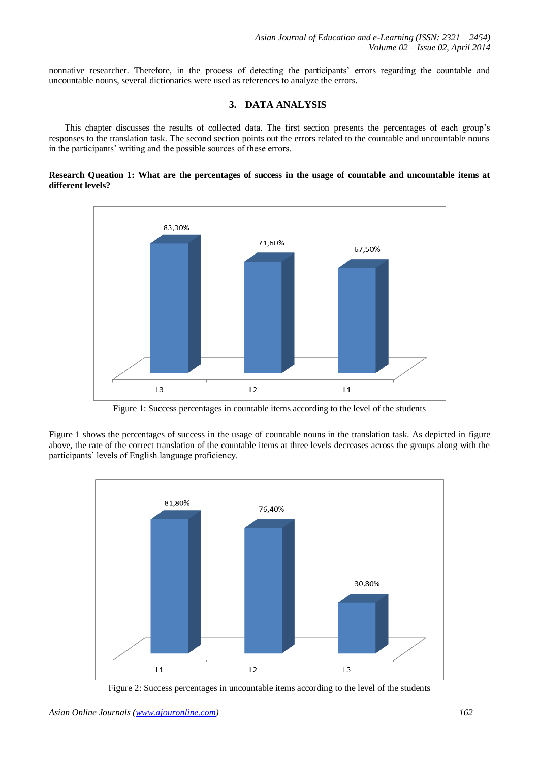nonnative researcher. Therefore, in the process of detecting the participants' errors regarding the countable and uncountable nouns, several dictionaries were used as references to analyze the errors.

## 3. DATA ANALYSIS

This chapter discusses the results of collected data. The first section presents the percentages of each group's responses to the translation task. The second section points out the errors related to the countable and uncountable nouns in the participants' writing and the possible sources of these errors.

**Research Queation 1: What are the percentages of success in the usage of countable and uncountable items at different levels?**

| L3 | L2 | L1 |
|---|---|---|
| 83,30% | 71,60% | 67,50% |

Figure 1: Success percentages in countable items according to the level of the students

Figure 1 shows the percentages of success in the usage of countable nouns in the translation task. As depicted in figure above, the rate of the correct translation of the countable items at three levels decreases across the groups along with the participants' levels of English language proficiency.

| L1 | L2 | L3 |
|---|---|---|
| 81,80% | 76,40% | 30,80% |

Figure 2: Success percentages in uncountable items according to the level of the students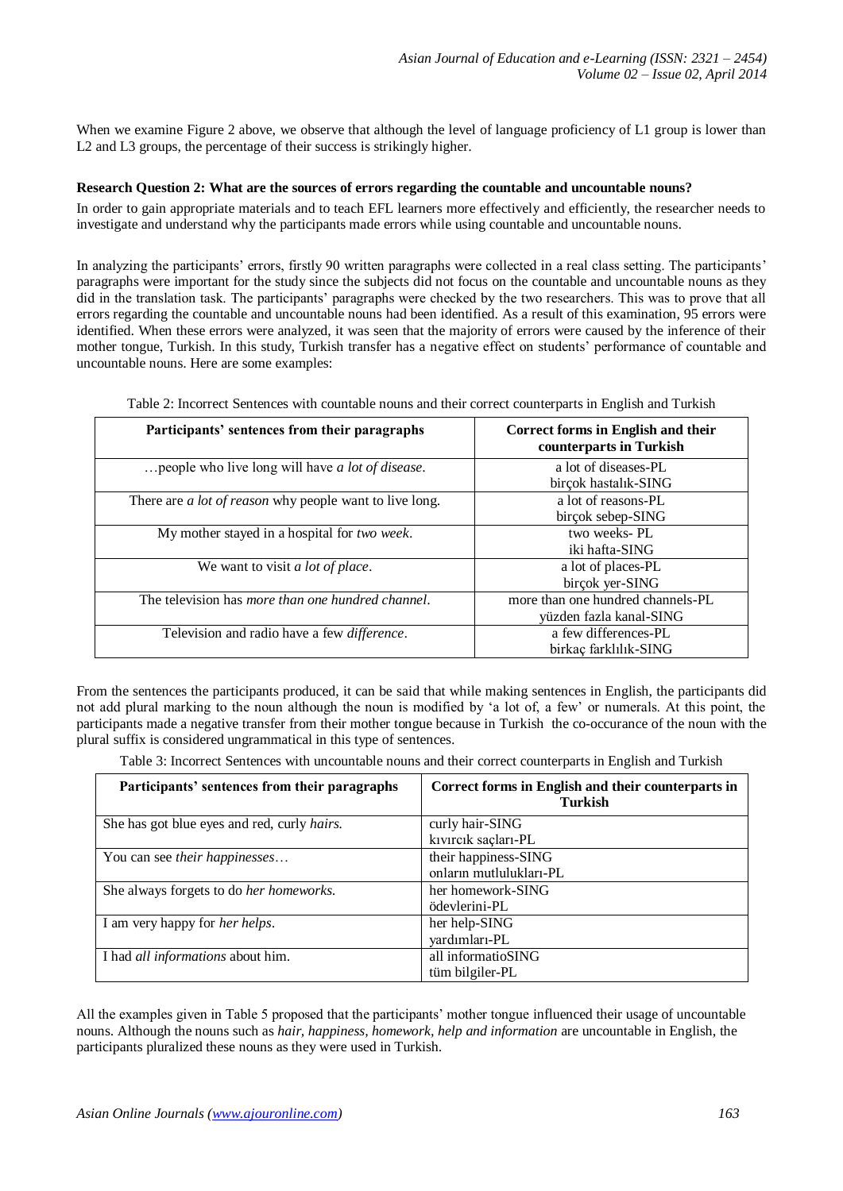When we examine Figure 2 above, we observe that although the level of language proficiency of L1 group is lower than L2 and L3 groups, the percentage of their success is strikingly higher.

**Research Question 2: What are the sources of errors regarding the countable and uncountable nouns?**

In order to gain appropriate materials and to teach EFL learners more effectively and efficiently, the researcher needs to investigate and understand why the participants made errors while using countable and uncountable nouns.

In analyzing the participants' errors, firstly 90 written paragraphs were collected in a real class setting. The participants' paragraphs were important for the study since the subjects did not focus on the countable and uncountable nouns as they did in the translation task. The participants' paragraphs were checked by the two researchers. This was to prove that all errors regarding the countable and uncountable nouns had been identified. As a result of this examination, 95 errors were identified. When these errors were analyzed, it was seen that the majority of errors were caused by the inference of their mother tongue, Turkish. In this study, Turkish transfer has a negative effect on students' performance of countable and uncountable nouns. Here are some examples:

Table 2: Incorrect Sentences with countable nouns and their correct counterparts in English and Turkish

| Participants' sentences from their paragraphs | Correct forms in English and their counterparts in Turkish |
| --- | --- |
| …people who live long will have *a lot of disease*. | a lot of diseases-PL<br>birçok hastalık-SING |
| There are *a lot of reason* why people want to live long. | a lot of reasons-PL<br>birçok sebep-SING |
| My mother stayed in a hospital for *two week*. | two weeks- PL<br>iki hafta-SING |
| We want to visit *a lot of place*. | a lot of places-PL<br>birçok yer-SING |
| The television has *more than one hundred channel*. | more than one hundred channels-PL<br>yüzden fazla kanal-SING |
| Television and radio have a few *difference*. | a few differences-PL<br>birkaç farklılık-SING |

From the sentences the participants produced, it can be said that while making sentences in English, the participants did not add plural marking to the noun although the noun is modified by 'a lot of, a few' or numerals. At this point, the participants made a negative transfer from their mother tongue because in Turkish the co-occurance of the noun with the plural suffix is considered ungrammatical in this type of sentences.

Table 3: Incorrect Sentences with uncountable nouns and their correct counterparts in English and Turkish

| Participants' sentences from their paragraphs | Correct forms in English and their counterparts in Turkish |
| --- | --- |
| She has got blue eyes and red, curly *hairs.* | curly hair-SING<br>kıvırcık saçları-PL |
| You can see *their happinesses*… | their happiness-SING<br>onların mutlulukları-PL |
| She always forgets to do *her homeworks.* | her homework-SING<br>ödevlerini-PL |
| I am very happy for *her helps*. | her help-SING<br>yardımları-PL |
| I had *all informations* about him. | all informatioSING<br>tüm bilgiler-PL |

All the examples given in Table 5 proposed that the participants' mother tongue influenced their usage of uncountable nouns. Although the nouns such as *hair, happiness, homework, help and information* are uncountable in English, the participants pluralized these nouns as they were used in Turkish.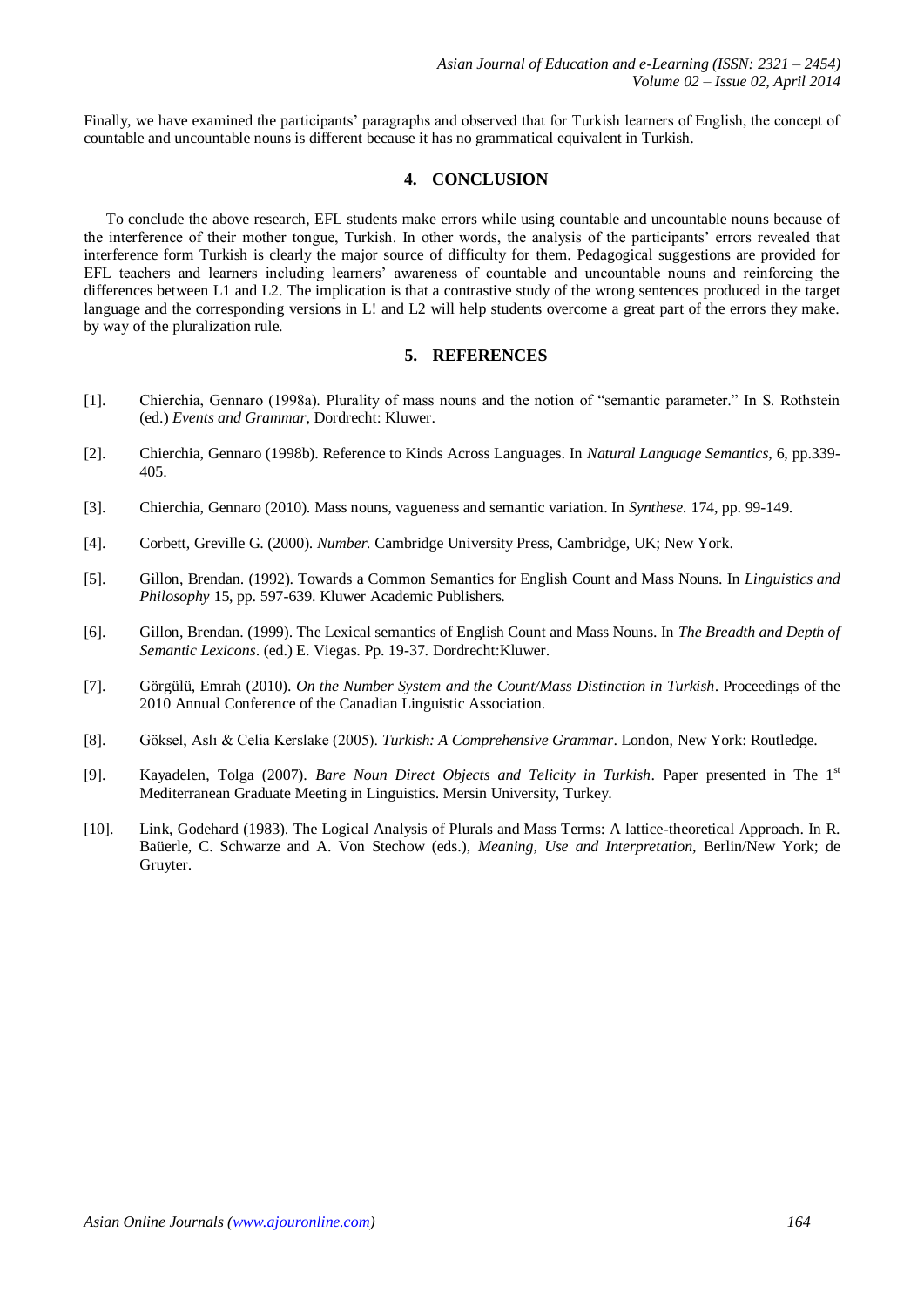Finally, we have examined the participants' paragraphs and observed that for Turkish learners of English, the concept of countable and uncountable nouns is different because it has no grammatical equivalent in Turkish.

## 4. CONCLUSION

To conclude the above research, EFL students make errors while using countable and uncountable nouns because of the interference of their mother tongue, Turkish. In other words, the analysis of the participants' errors revealed that interference form Turkish is clearly the major source of difficulty for them. Pedagogical suggestions are provided for EFL teachers and learners including learners' awareness of countable and uncountable nouns and reinforcing the differences between L1 and L2. The implication is that a contrastive study of the wrong sentences produced in the target language and the corresponding versions in L! and L2 will help students overcome a great part of the errors they make. by way of the pluralization rule.

## 5. REFERENCES

[1]. Chierchia, Gennaro (1998a). Plurality of mass nouns and the notion of "semantic parameter." In S. Rothstein (ed.) *Events and Grammar*, Dordrecht: Kluwer.

[2]. Chierchia, Gennaro (1998b). Reference to Kinds Across Languages. In *Natural Language Semantics*, 6, pp.339-405.

[3]. Chierchia, Gennaro (2010). Mass nouns, vagueness and semantic variation. In *Synthese.* 174, pp. 99-149.

[4]. Corbett, Greville G. (2000). *Number.* Cambridge University Press, Cambridge, UK; New York.

[5]. Gillon, Brendan. (1992). Towards a Common Semantics for English Count and Mass Nouns. In *Linguistics and Philosophy* 15, pp. 597-639. Kluwer Academic Publishers.

[6]. Gillon, Brendan. (1999). The Lexical semantics of English Count and Mass Nouns. In *The Breadth and Depth of Semantic Lexicons*. (ed.) E. Viegas. Pp. 19-37. Dordrecht:Kluwer.

[7]. Görgülü, Emrah (2010). *On the Number System and the Count/Mass Distinction in Turkish*. Proceedings of the 2010 Annual Conference of the Canadian Linguistic Association.

[8]. Göksel, Aslı & Celia Kerslake (2005). *Turkish: A Comprehensive Grammar*. London, New York: Routledge.

[9]. Kayadelen, Tolga (2007). *Bare Noun Direct Objects and Telicity in Turkish*. Paper presented in The 1st Mediterranean Graduate Meeting in Linguistics. Mersin University, Turkey.

[10]. Link, Godehard (1983). The Logical Analysis of Plurals and Mass Terms: A lattice-theoretical Approach. In R. Baüerle, C. Schwarze and A. Von Stechow (eds.), *Meaning, Use and Interpretation*, Berlin/New York; de Gruyter.